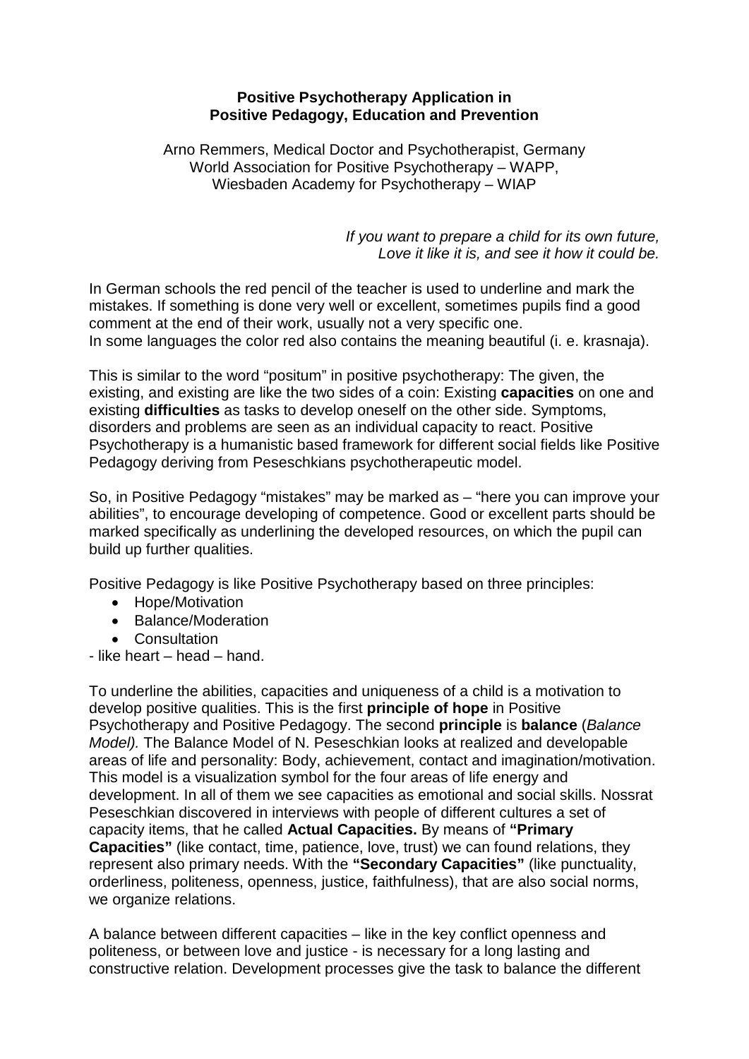# Positive Psychotherapy Application in Positive Pedagogy, Education and Prevention

Arno Remmers, Medical Doctor and Psychotherapist, Germany
World Association for Positive Psychotherapy – WAPP,
Wiesbaden Academy for Psychotherapy – WIAP

*If you want to prepare a child for its own future,*
*Love it like it is, and see it how it could be.*

In German schools the red pencil of the teacher is used to underline and mark the mistakes. If something is done very well or excellent, sometimes pupils find a good comment at the end of their work, usually not a very specific one.
In some languages the color red also contains the meaning beautiful (i. e. krasnaja).

This is similar to the word "positum" in positive psychotherapy: The given, the existing, and existing are like the two sides of a coin: Existing **capacities** on one and existing **difficulties** as tasks to develop oneself on the other side. Symptoms, disorders and problems are seen as an individual capacity to react. Positive Psychotherapy is a humanistic based framework for different social fields like Positive Pedagogy deriving from Peseschkians psychotherapeutic model.

So, in Positive Pedagogy "mistakes" may be marked as – "here you can improve your abilities", to encourage developing of competence. Good or excellent parts should be marked specifically as underlining the developed resources, on which the pupil can build up further qualities.

Positive Pedagogy is like Positive Psychotherapy based on three principles:

- Hope/Motivation
- Balance/Moderation
- Consultation

- like heart – head – hand.

To underline the abilities, capacities and uniqueness of a child is a motivation to develop positive qualities. This is the first **principle of hope** in Positive Psychotherapy and Positive Pedagogy. The second **principle** is **balance** (*Balance Model).* The Balance Model of N. Peseschkian looks at realized and developable areas of life and personality: Body, achievement, contact and imagination/motivation. This model is a visualization symbol for the four areas of life energy and development. In all of them we see capacities as emotional and social skills. Nossrat Peseschkian discovered in interviews with people of different cultures a set of capacity items, that he called **Actual Capacities.** By means of **"Primary Capacities"** (like contact, time, patience, love, trust) we can found relations, they represent also primary needs. With the **"Secondary Capacities"** (like punctuality, orderliness, politeness, openness, justice, faithfulness), that are also social norms, we organize relations.

A balance between different capacities – like in the key conflict openness and politeness, or between love and justice - is necessary for a long lasting and constructive relation. Development processes give the task to balance the different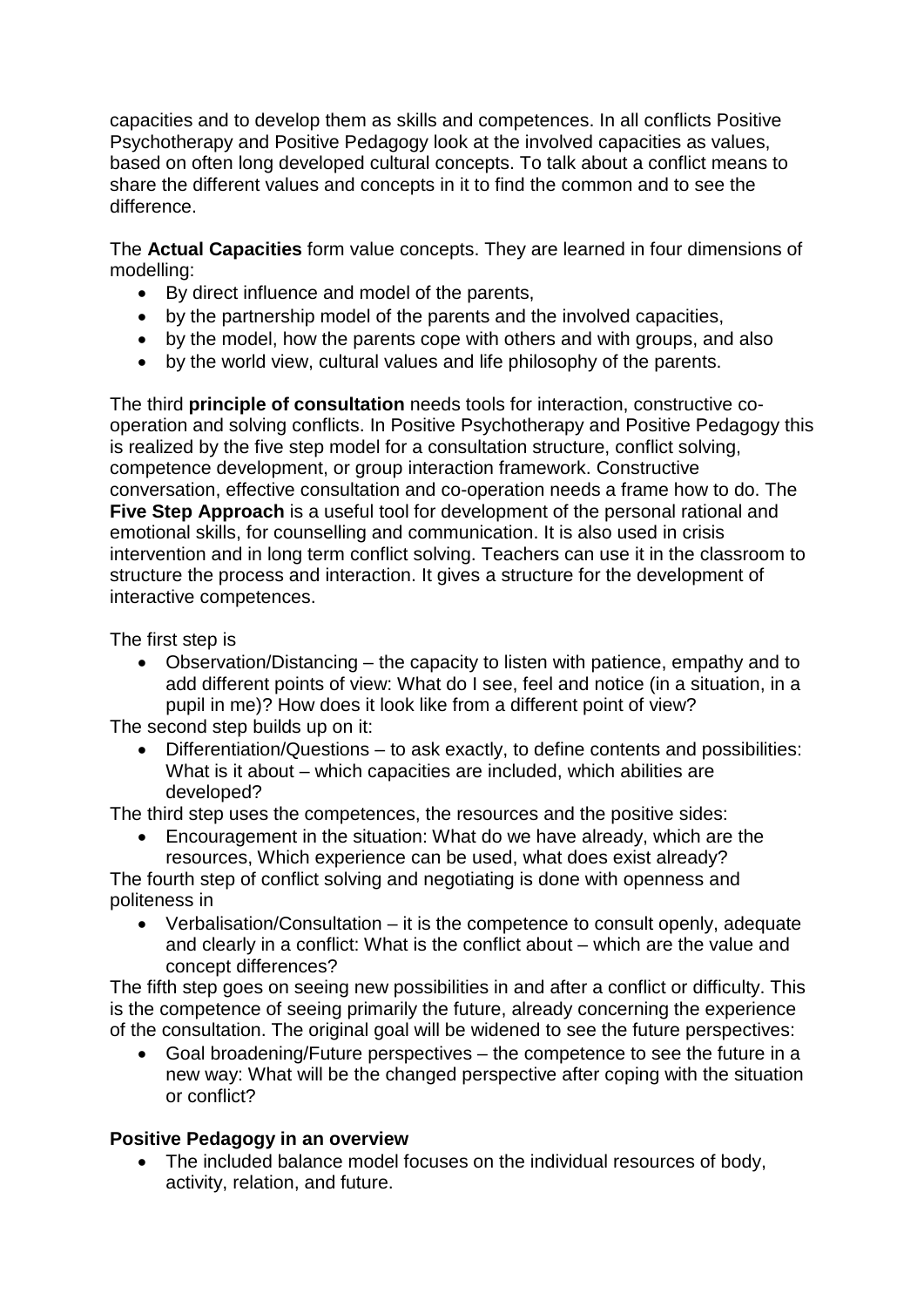capacities and to develop them as skills and competences. In all conflicts Positive Psychotherapy and Positive Pedagogy look at the involved capacities as values, based on often long developed cultural concepts. To talk about a conflict means to share the different values and concepts in it to find the common and to see the difference.

The **Actual Capacities** form value concepts. They are learned in four dimensions of modelling:

- By direct influence and model of the parents,
- by the partnership model of the parents and the involved capacities,
- by the model, how the parents cope with others and with groups, and also
- by the world view, cultural values and life philosophy of the parents.

The third **principle of consultation** needs tools for interaction, constructive co-operation and solving conflicts. In Positive Psychotherapy and Positive Pedagogy this is realized by the five step model for a consultation structure, conflict solving, competence development, or group interaction framework. Constructive conversation, effective consultation and co-operation needs a frame how to do. The **Five Step Approach** is a useful tool for development of the personal rational and emotional skills, for counselling and communication. It is also used in crisis intervention and in long term conflict solving. Teachers can use it in the classroom to structure the process and interaction. It gives a structure for the development of interactive competences.

The first step is

- Observation/Distancing – the capacity to listen with patience, empathy and to add different points of view: What do I see, feel and notice (in a situation, in a pupil in me)? How does it look like from a different point of view?

The second step builds up on it:

- Differentiation/Questions – to ask exactly, to define contents and possibilities: What is it about – which capacities are included, which abilities are developed?

The third step uses the competences, the resources and the positive sides:

- Encouragement in the situation: What do we have already, which are the resources, Which experience can be used, what does exist already?

The fourth step of conflict solving and negotiating is done with openness and politeness in

- Verbalisation/Consultation – it is the competence to consult openly, adequate and clearly in a conflict: What is the conflict about – which are the value and concept differences?

The fifth step goes on seeing new possibilities in and after a conflict or difficulty. This is the competence of seeing primarily the future, already concerning the experience of the consultation. The original goal will be widened to see the future perspectives:

- Goal broadening/Future perspectives – the competence to see the future in a new way: What will be the changed perspective after coping with the situation or conflict?

**Positive Pedagogy in an overview**

- The included balance model focuses on the individual resources of body, activity, relation, and future.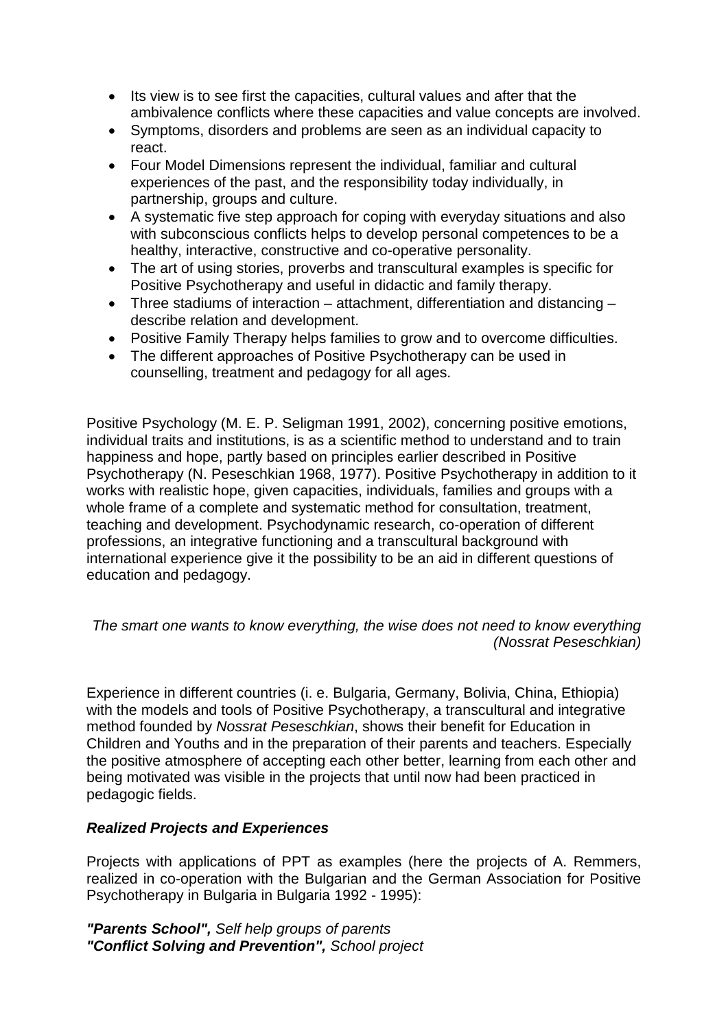- Its view is to see first the capacities, cultural values and after that the ambivalence conflicts where these capacities and value concepts are involved.
- Symptoms, disorders and problems are seen as an individual capacity to react.
- Four Model Dimensions represent the individual, familiar and cultural experiences of the past, and the responsibility today individually, in partnership, groups and culture.
- A systematic five step approach for coping with everyday situations and also with subconscious conflicts helps to develop personal competences to be a healthy, interactive, constructive and co-operative personality.
- The art of using stories, proverbs and transcultural examples is specific for Positive Psychotherapy and useful in didactic and family therapy.
- Three stadiums of interaction – attachment, differentiation and distancing – describe relation and development.
- Positive Family Therapy helps families to grow and to overcome difficulties.
- The different approaches of Positive Psychotherapy can be used in counselling, treatment and pedagogy for all ages.

Positive Psychology (M. E. P. Seligman 1991, 2002), concerning positive emotions, individual traits and institutions, is as a scientific method to understand and to train happiness and hope, partly based on principles earlier described in Positive Psychotherapy (N. Peseschkian 1968, 1977). Positive Psychotherapy in addition to it works with realistic hope, given capacities, individuals, families and groups with a whole frame of a complete and systematic method for consultation, treatment, teaching and development. Psychodynamic research, co-operation of different professions, an integrative functioning and a transcultural background with international experience give it the possibility to be an aid in different questions of education and pedagogy.

*The smart one wants to know everything, the wise does not need to know everything (Nossrat Peseschkian)*

Experience in different countries (i. e. Bulgaria, Germany, Bolivia, China, Ethiopia) with the models and tools of Positive Psychotherapy, a transcultural and integrative method founded by *Nossrat Peseschkian*, shows their benefit for Education in Children and Youths and in the preparation of their parents and teachers. Especially the positive atmosphere of accepting each other better, learning from each other and being motivated was visible in the projects that until now had been practiced in pedagogic fields.

### *Realized Projects and Experiences*

Projects with applications of PPT as examples (here the projects of A. Remmers, realized in co-operation with the Bulgarian and the German Association for Positive Psychotherapy in Bulgaria in Bulgaria 1992 - 1995):

***"Parents School",*** *Self help groups of parents*
***"Conflict Solving and Prevention",*** *School project*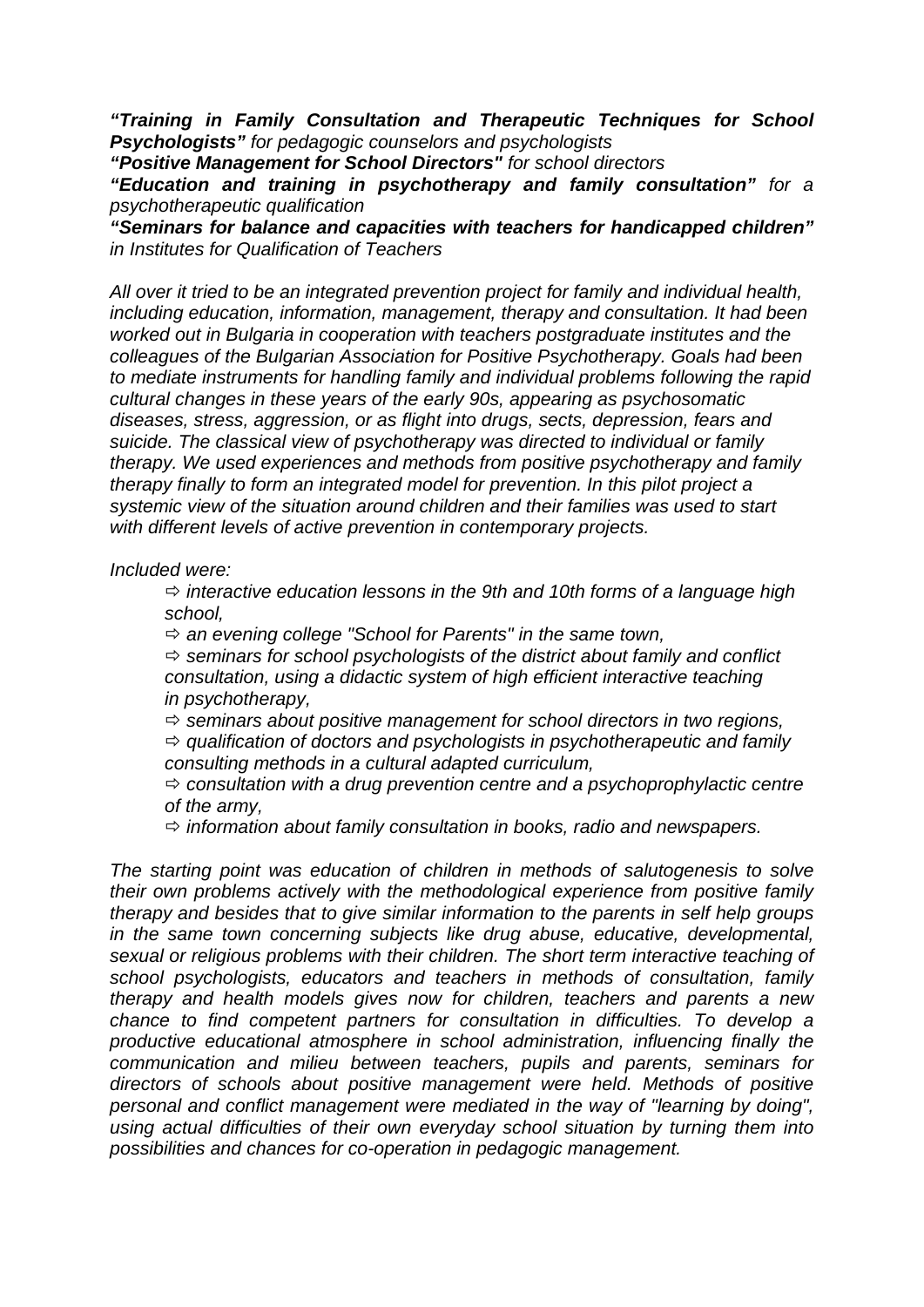***"Training in Family Consultation and Therapeutic Techniques for School Psychologists"*** *for pedagogic counselors and psychologists*
***"Positive Management for School Directors"*** *for school directors*
***"Education and training in psychotherapy and family consultation"*** *for a psychotherapeutic qualification*
***"Seminars for balance and capacities with teachers for handicapped children"*** *in Institutes for Qualification of Teachers*

*All over it tried to be an integrated prevention project for family and individual health, including education, information, management, therapy and consultation. It had been worked out in Bulgaria in cooperation with teachers postgraduate institutes and the colleagues of the Bulgarian Association for Positive Psychotherapy. Goals had been to mediate instruments for handling family and individual problems following the rapid cultural changes in these years of the early 90s, appearing as psychosomatic diseases, stress, aggression, or as flight into drugs, sects, depression, fears and suicide. The classical view of psychotherapy was directed to individual or family therapy. We used experiences and methods from positive psychotherapy and family therapy finally to form an integrated model for prevention. In this pilot project a systemic view of the situation around children and their families was used to start with different levels of active prevention in contemporary projects.*

*Included were:*

- ⇨ *interactive education lessons in the 9th and 10th forms of a language high school,*
- ⇨ *an evening college "School for Parents" in the same town,*
- ⇨ *seminars for school psychologists of the district about family and conflict consultation, using a didactic system of high efficient interactive teaching in psychotherapy,*
- ⇨ *seminars about positive management for school directors in two regions,*
- ⇨ *qualification of doctors and psychologists in psychotherapeutic and family consulting methods in a cultural adapted curriculum,*
- ⇨ *consultation with a drug prevention centre and a psychoprophylactic centre of the army,*
- ⇨ *information about family consultation in books, radio and newspapers.*

*The starting point was education of children in methods of salutogenesis to solve their own problems actively with the methodological experience from positive family therapy and besides that to give similar information to the parents in self help groups in the same town concerning subjects like drug abuse, educative, developmental, sexual or religious problems with their children. The short term interactive teaching of school psychologists, educators and teachers in methods of consultation, family therapy and health models gives now for children, teachers and parents a new chance to find competent partners for consultation in difficulties. To develop a productive educational atmosphere in school administration, influencing finally the communication and milieu between teachers, pupils and parents, seminars for directors of schools about positive management were held. Methods of positive personal and conflict management were mediated in the way of "learning by doing", using actual difficulties of their own everyday school situation by turning them into possibilities and chances for co-operation in pedagogic management.*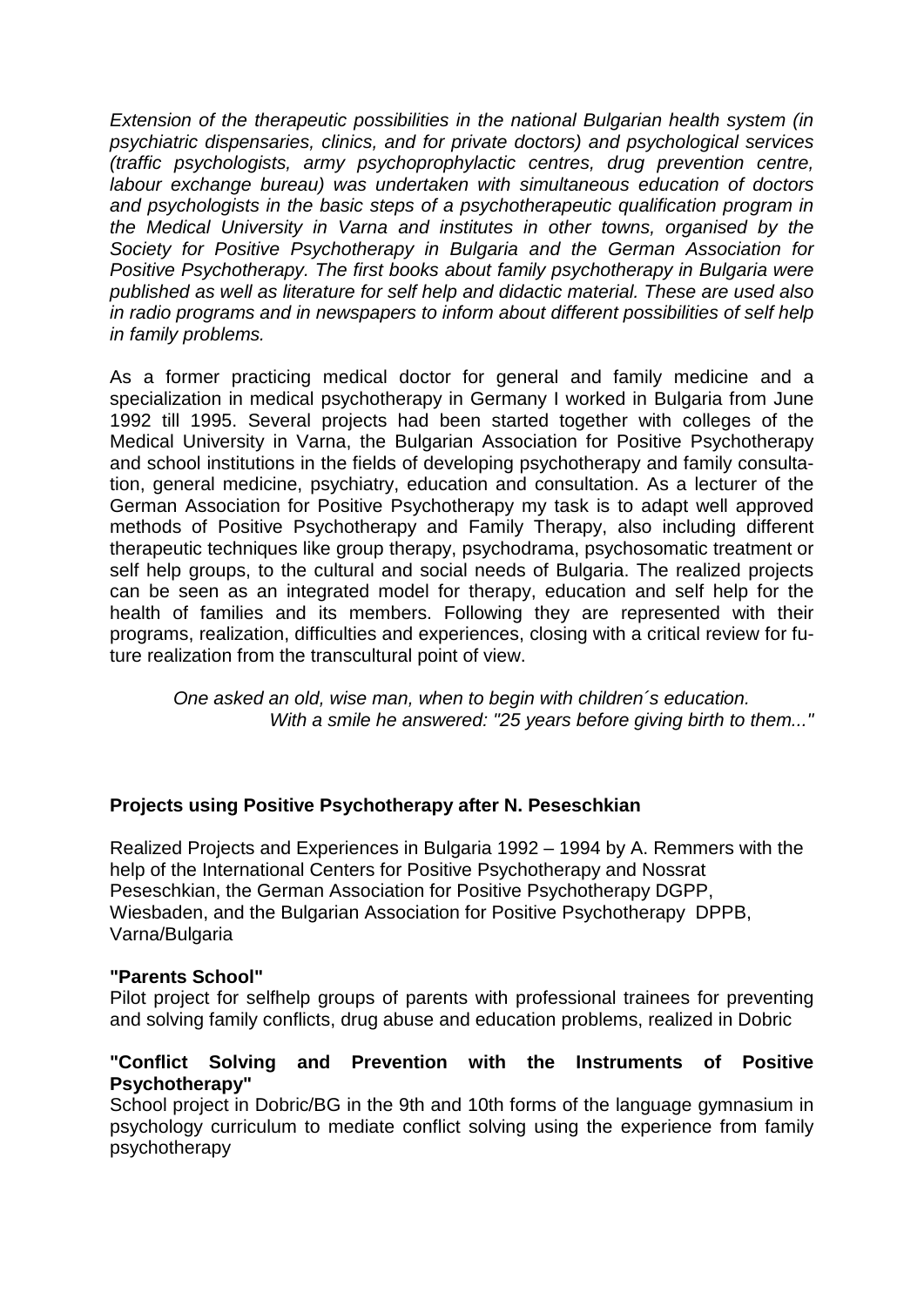*Extension of the therapeutic possibilities in the national Bulgarian health system (in psychiatric dispensaries, clinics, and for private doctors) and psychological services (traffic psychologists, army psychoprophylactic centres, drug prevention centre, labour exchange bureau) was undertaken with simultaneous education of doctors and psychologists in the basic steps of a psychotherapeutic qualification program in the Medical University in Varna and institutes in other towns, organised by the Society for Positive Psychotherapy in Bulgaria and the German Association for Positive Psychotherapy. The first books about family psychotherapy in Bulgaria were published as well as literature for self help and didactic material. These are used also in radio programs and in newspapers to inform about different possibilities of self help in family problems.*

As a former practicing medical doctor for general and family medicine and a specialization in medical psychotherapy in Germany I worked in Bulgaria from June 1992 till 1995. Several projects had been started together with colleges of the Medical University in Varna, the Bulgarian Association for Positive Psychotherapy and school institutions in the fields of developing psychotherapy and family consultation, general medicine, psychiatry, education and consultation. As a lecturer of the German Association for Positive Psychotherapy my task is to adapt well approved methods of Positive Psychotherapy and Family Therapy, also including different therapeutic techniques like group therapy, psychodrama, psychosomatic treatment or self help groups, to the cultural and social needs of Bulgaria. The realized projects can be seen as an integrated model for therapy, education and self help for the health of families and its members. Following they are represented with their programs, realization, difficulties and experiences, closing with a critical review for future realization from the transcultural point of view.

*One asked an old, wise man, when to begin with children´s education.*
*With a smile he answered: "25 years before giving birth to them..."*

**Projects using Positive Psychotherapy after N. Peseschkian**

Realized Projects and Experiences in Bulgaria 1992 – 1994 by A. Remmers with the help of the International Centers for Positive Psychotherapy and Nossrat Peseschkian, the German Association for Positive Psychotherapy DGPP, Wiesbaden, and the Bulgarian Association for Positive Psychotherapy DPPB, Varna/Bulgaria

**"Parents School"**
Pilot project for selfhelp groups of parents with professional trainees for preventing and solving family conflicts, drug abuse and education problems, realized in Dobric

**"Conflict Solving and Prevention with the Instruments of Positive Psychotherapy"**
School project in Dobric/BG in the 9th and 10th forms of the language gymnasium in psychology curriculum to mediate conflict solving using the experience from family psychotherapy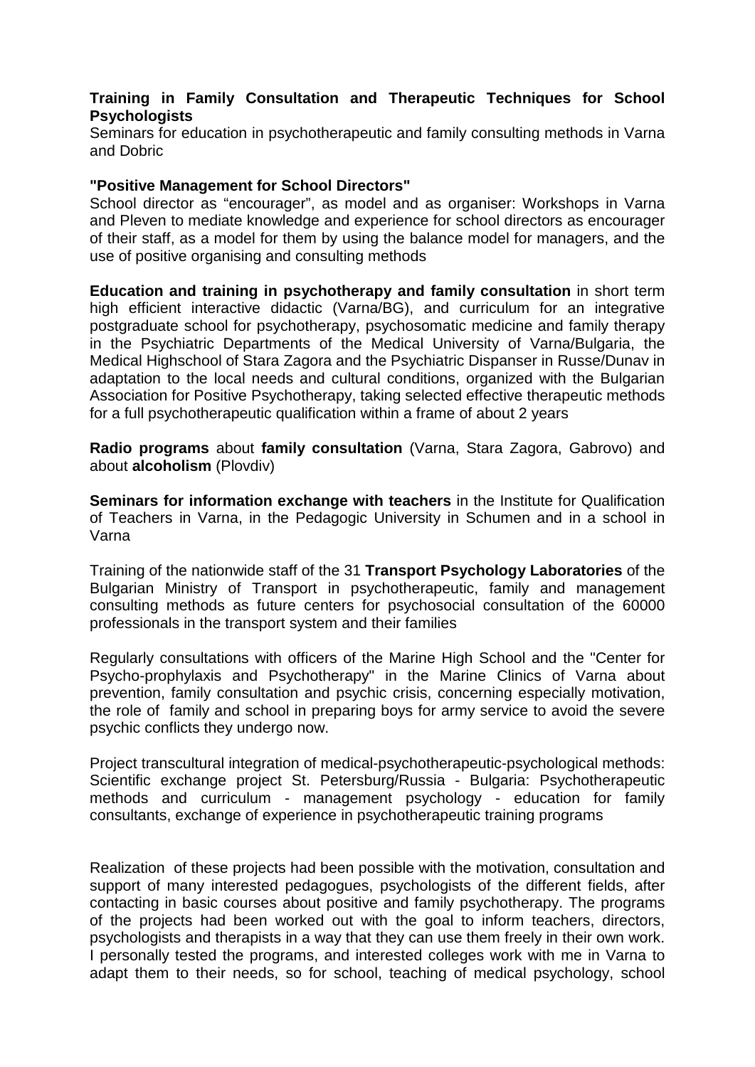**Training in Family Consultation and Therapeutic Techniques for School Psychologists**
Seminars for education in psychotherapeutic and family consulting methods in Varna and Dobric

**"Positive Management for School Directors"**
School director as "encourager", as model and as organiser: Workshops in Varna and Pleven to mediate knowledge and experience for school directors as encourager of their staff, as a model for them by using the balance model for managers, and the use of positive organising and consulting methods

**Education and training in psychotherapy and family consultation** in short term high efficient interactive didactic (Varna/BG), and curriculum for an integrative postgraduate school for psychotherapy, psychosomatic medicine and family therapy in the Psychiatric Departments of the Medical University of Varna/Bulgaria, the Medical Highschool of Stara Zagora and the Psychiatric Dispanser in Russe/Dunav in adaptation to the local needs and cultural conditions, organized with the Bulgarian Association for Positive Psychotherapy, taking selected effective therapeutic methods for a full psychotherapeutic qualification within a frame of about 2 years

**Radio programs** about **family consultation** (Varna, Stara Zagora, Gabrovo) and about **alcoholism** (Plovdiv)

**Seminars for information exchange with teachers** in the Institute for Qualification of Teachers in Varna, in the Pedagogic University in Schumen and in a school in Varna

Training of the nationwide staff of the 31 **Transport Psychology Laboratories** of the Bulgarian Ministry of Transport in psychotherapeutic, family and management consulting methods as future centers for psychosocial consultation of the 60000 professionals in the transport system and their families

Regularly consultations with officers of the Marine High School and the "Center for Psycho-prophylaxis and Psychotherapy" in the Marine Clinics of Varna about prevention, family consultation and psychic crisis, concerning especially motivation, the role of family and school in preparing boys for army service to avoid the severe psychic conflicts they undergo now.

Project transcultural integration of medical-psychotherapeutic-psychological methods: Scientific exchange project St. Petersburg/Russia - Bulgaria: Psychotherapeutic methods and curriculum - management psychology - education for family consultants, exchange of experience in psychotherapeutic training programs

Realization of these projects had been possible with the motivation, consultation and support of many interested pedagogues, psychologists of the different fields, after contacting in basic courses about positive and family psychotherapy. The programs of the projects had been worked out with the goal to inform teachers, directors, psychologists and therapists in a way that they can use them freely in their own work. I personally tested the programs, and interested colleges work with me in Varna to adapt them to their needs, so for school, teaching of medical psychology, school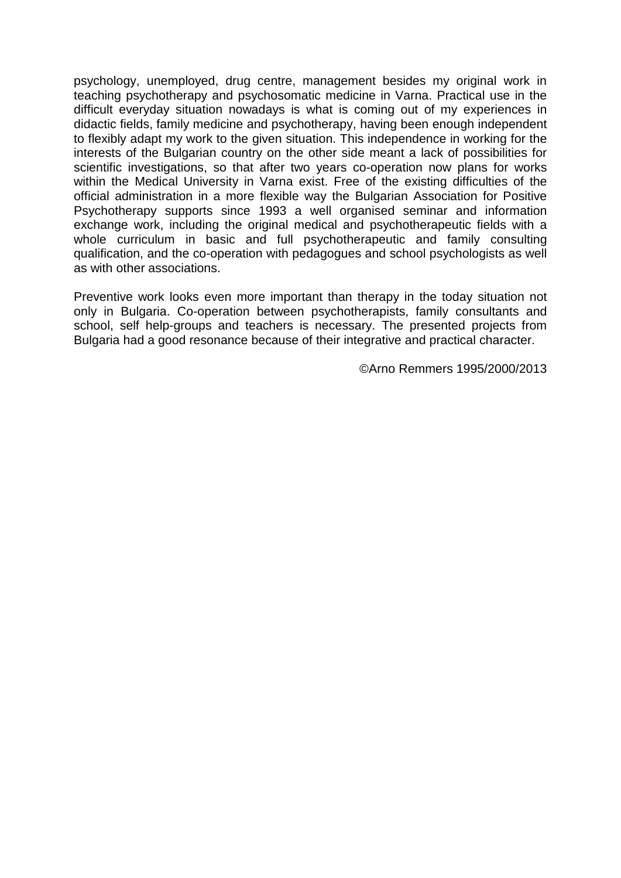psychology, unemployed, drug centre, management besides my original work in teaching psychotherapy and psychosomatic medicine in Varna. Practical use in the difficult everyday situation nowadays is what is coming out of my experiences in didactic fields, family medicine and psychotherapy, having been enough independent to flexibly adapt my work to the given situation. This independence in working for the interests of the Bulgarian country on the other side meant a lack of possibilities for scientific investigations, so that after two years co-operation now plans for works within the Medical University in Varna exist. Free of the existing difficulties of the official administration in a more flexible way the Bulgarian Association for Positive Psychotherapy supports since 1993 a well organised seminar and information exchange work, including the original medical and psychotherapeutic fields with a whole curriculum in basic and full psychotherapeutic and family consulting qualification, and the co-operation with pedagogues and school psychologists as well as with other associations.

Preventive work looks even more important than therapy in the today situation not only in Bulgaria. Co-operation between psychotherapists, family consultants and school, self help-groups and teachers is necessary. The presented projects from Bulgaria had a good resonance because of their integrative and practical character.

©Arno Remmers 1995/2000/2013